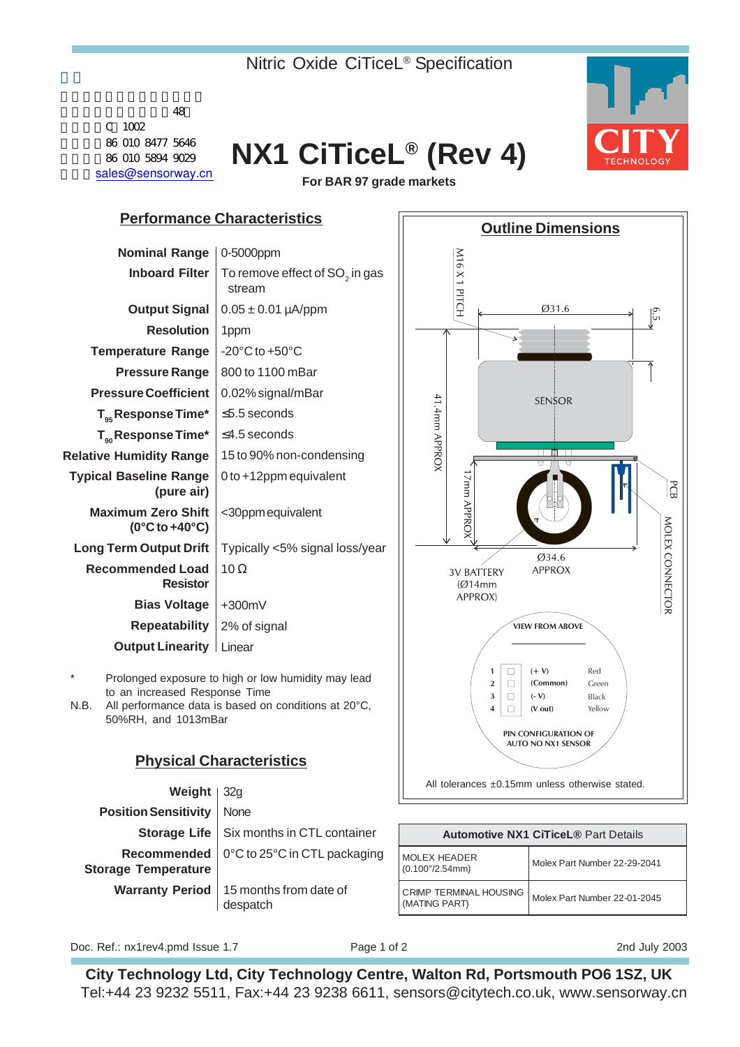Nitric Oxide CiTiceL® Specification

48
C 1002
86 010 8477 5646
86 010 5894 9029
sales@sensorway.cn

# NX1 CiTiceL® (Rev 4)

**For BAR 97 grade markets**

## Performance Characteristics

| | |
|---|---|
| **Nominal Range** | 0-5000ppm |
| **Inboard Filter** | To remove effect of $SO_2$ in gas stream |
| **Output Signal** | 0.05 ± 0.01 µA/ppm |
| **Resolution** | 1ppm |
| **Temperature Range** | -20°C to +50°C |
| **Pressure Range** | 800 to 1100 mBar |
| **Pressure Coefficient** | 0.02% signal/mBar |
| **$T_{95}$ Response Time*** | ≤5.5 seconds |
| **$T_{90}$ Response Time*** | ≤4.5 seconds |
| **Relative Humidity Range** | 15 to 90% non-condensing |
| **Typical Baseline Range (pure air)** | 0 to +12ppm equivalent |
| **Maximum Zero Shift (0°C to +40°C)** | <30ppm equivalent |
| **Long Term Output Drift** | Typically <5% signal loss/year |
| **Recommended Load Resistor** | 10 Ω |
| **Bias Voltage** | +300mV |
| **Repeatability** | 2% of signal |
| **Output Linearity** | Linear |

\* Prolonged exposure to high or low humidity may lead to an increased Response Time

N.B. All performance data is based on conditions at 20°C, 50%RH, and 1013mBar

## Outline Dimensions

M16 X 1 PITCH; Ø31.6; 6.5; 41.4mm APPROX; SENSOR; 17mm APPROX; PCB; MOLEX CONNECTOR; Ø34.6 APPROX; 3V BATTERY (Ø14mm APPROX)

VIEW FROM ABOVE

| Pin | Function | Colour |
|---|---|---|
| 1 | (+ V) | Red |
| 2 | (Common) | Green |
| 3 | (- V) | Black |
| 4 | (V out) | Yellow |

PIN CONFIGURATION OF AUTO NO NX1 SENSOR

All tolerances ±0.15mm unless otherwise stated.

## Physical Characteristics

| | |
|---|---|
| **Weight** | 32g |
| **Position Sensitivity** | None |
| **Storage Life** | Six months in CTL container |
| **Recommended Storage Temperature** | 0°C to 25°C in CTL packaging |
| **Warranty Period** | 15 months from date of despatch |

| **Automotive NX1 CiTiceL®** Part Details | |
|---|---|
| MOLEX HEADER (0.100"/2.54mm) | Molex Part Number 22-29-2041 |
| CRIMP TERMINAL HOUSING (MATING PART) | Molex Part Number 22-01-2045 |

Doc. Ref.: nx1rev4.pmd Issue 1.7 | 2nd July 2003

**City Technology Ltd, City Technology Centre, Walton Rd, Portsmouth PO6 1SZ, UK**
Tel:+44 23 9232 5511, Fax:+44 23 9238 6611, sensors@citytech.co.uk, www.sensorway.cn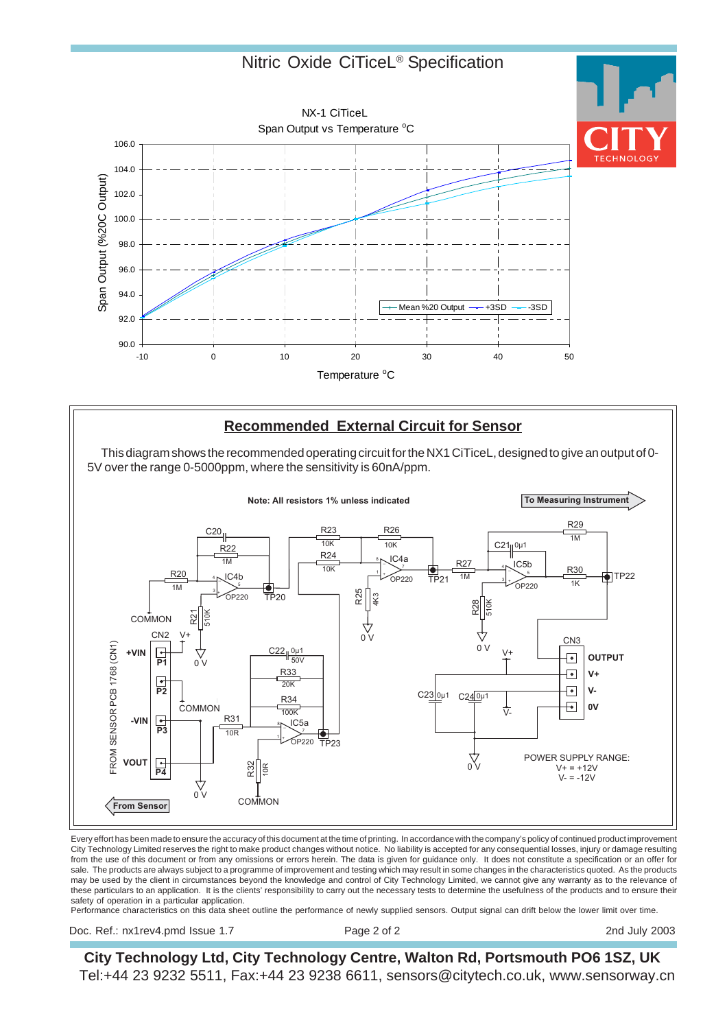# Nitric Oxide CiTiceL® Specification

NX-1 CiTiceL
Span Output vs Temperature °C

Span Output (%20C Output)
106.0
104.0
102.0
100.0
98.0
96.0
94.0
92.0
90.0

-10
0
10
20
30
40
50

Temperature °C

Mean %20 Output
+3SD
-3SD

## Recommended External Circuit for Sensor

This diagram shows the recommended operating circuit for the NX1 CiTiceL, designed to give an output of 0-5V over the range 0-5000ppm, where the sensitivity is 60nA/ppm.

Note: All resistors 1% unless indicated

To Measuring Instrument

C20
R22 1M
R20 1M
IC4b
OP220
TP20
R21 510K
COMMON
CN2
V+
0 V
R23 10K
R24 10K
R26 10K
IC4a
OP220
TP21
R25 4K3
0 V
R27 1M
C21 0µ1
IC5b
OP220
R28 510K
0 V
R29 1M
R30 1K
TP22
CN3
OUTPUT
V+
V-
0V

FROM SENSOR PCB 1768 (CN1)
+VIN P1
P2
-VIN P3
VOUT P4
COMMON
C22 0µ1 50V
R33 20K
R34 100K
R31 10R
IC5a
OP220
TP23
R32 10R
COMMON
0 V
V+
V-
C23 0µ1
C24 0µ1
0 V

From Sensor

POWER SUPPLY RANGE:
V+ = +12V
V- = -12V

Every effort has been made to ensure the accuracy of this document at the time of printing. In accordance with the company's policy of continued product improvement City Technology Limited reserves the right to make product changes without notice. No liability is accepted for any consequential losses, injury or damage resulting from the use of this document or from any omissions or errors herein. The data is given for guidance only. It does not constitute a specification or an offer for sale. The products are always subject to a programme of improvement and testing which may result in some changes in the characteristics quoted. As the products may be used by the client in circumstances beyond the knowledge and control of City Technology Limited, we cannot give any warranty as to the relevance of these particulars to an application. It is the clients' responsibility to carry out the necessary tests to determine the usefulness of the products and to ensure their safety of operation in a particular application.
Performance characteristics on this data sheet outline the performance of newly supplied sensors. Output signal can drift below the lower limit over time.

Doc. Ref.: nx1rev4.pmd Issue 1.7 | 2nd July 2003

**City Technology Ltd, City Technology Centre, Walton Rd, Portsmouth PO6 1SZ, UK**
Tel:+44 23 9232 5511, Fax:+44 23 9238 6611, sensors@citytech.co.uk, www.sensorway.cn